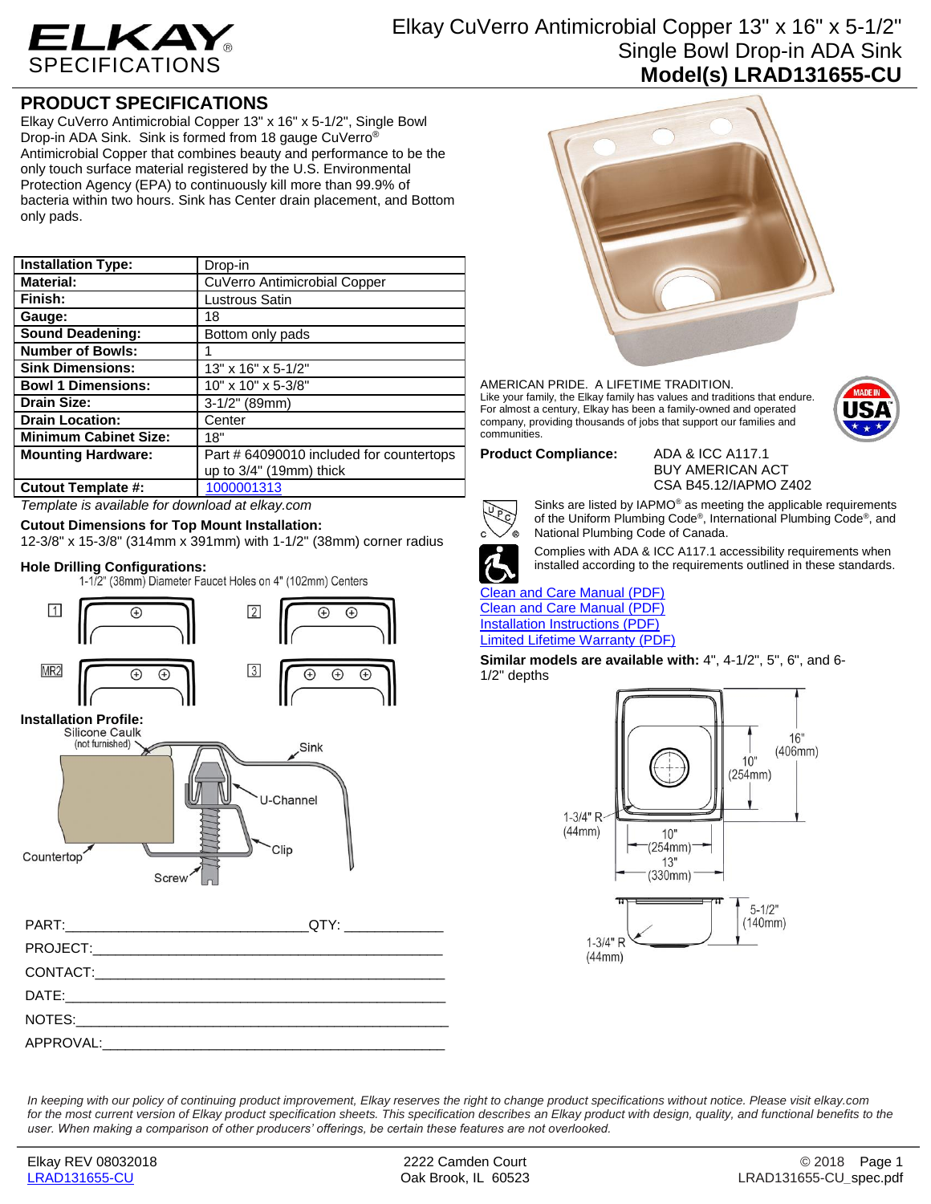# ELKAY® SPECIFICATIONS

# Elkay CuVerro Antimicrobial Copper 13" x 16" x 5-1/2" Single Bowl Drop-in ADA Sink
## Model(s) LRAD131655-CU

## PRODUCT SPECIFICATIONS

Elkay CuVerro Antimicrobial Copper 13" x 16" x 5-1/2", Single Bowl Drop-in ADA Sink. Sink is formed from 18 gauge CuVerro® Antimicrobial Copper that combines beauty and performance to be the only touch surface material registered by the U.S. Environmental Protection Agency (EPA) to continuously kill more than 99.9% of bacteria within two hours. Sink has Center drain placement, and Bottom only pads.

| | |
|---|---|
| **Installation Type:** | Drop-in |
| **Material:** | CuVerro Antimicrobial Copper |
| **Finish:** | Lustrous Satin |
| **Gauge:** | 18 |
| **Sound Deadening:** | Bottom only pads |
| **Number of Bowls:** | 1 |
| **Sink Dimensions:** | 13" x 16" x 5-1/2" |
| **Bowl 1 Dimensions:** | 10" x 10" x 5-3/8" |
| **Drain Size:** | 3-1/2" (89mm) |
| **Drain Location:** | Center |
| **Minimum Cabinet Size:** | 18" |
| **Mounting Hardware:** | Part # 64090010 included for countertops up to 3/4" (19mm) thick |
| **Cutout Template #:** | 1000001313 |

*Template is available for download at elkay.com*

**Cutout Dimensions for Top Mount Installation:**
12-3/8" x 15-3/8" (314mm x 391mm) with 1-1/2" (38mm) corner radius

**Hole Drilling Configurations:**
1-1/2" (38mm) Diameter Faucet Holes on 4" (102mm) Centers

1, 2, MR2, 3

**Installation Profile:**
Silicone Caulk (not furnished), Sink, U-Channel, Clip, Countertop, Screw

PART:______________________________ QTY: ____________

PROJECT:___________________________________________

CONTACT:___________________________________________

DATE:______________________________________________

NOTES:_____________________________________________

APPROVAL:__________________________________________

AMERICAN PRIDE. A LIFETIME TRADITION.
Like your family, the Elkay family has values and traditions that endure. For almost a century, Elkay has been a family-owned and operated company, providing thousands of jobs that support our families and communities.

MADE IN USA

**Product Compliance:** ADA & ICC A117.1
BUY AMERICAN ACT
CSA B45.12/IAPMO Z402

Sinks are listed by IAPMO® as meeting the applicable requirements of the Uniform Plumbing Code®, International Plumbing Code®, and National Plumbing Code of Canada.

Complies with ADA & ICC A117.1 accessibility requirements when installed according to the requirements outlined in these standards.

Clean and Care Manual (PDF)
Clean and Care Manual (PDF)
Installation Instructions (PDF)
Limited Lifetime Warranty (PDF)

**Similar models are available with:** 4", 4-1/2", 5", 6", and 6-1/2" depths

16" (406mm), 10" (254mm), 1-3/4" R (44mm), 10" (254mm), 13" (330mm), 5-1/2" (140mm), 1-3/4" R (44mm)

*In keeping with our policy of continuing product improvement, Elkay reserves the right to change product specifications without notice. Please visit elkay.com for the most current version of Elkay product specification sheets. This specification describes an Elkay product with design, quality, and functional benefits to the user. When making a comparison of other producers' offerings, be certain these features are not overlooked.*

Elkay REV 08032018
LRAD131655-CU

2222 Camden Court
Oak Brook, IL 60523

© 2018
LRAD131655-CU_spec.pdf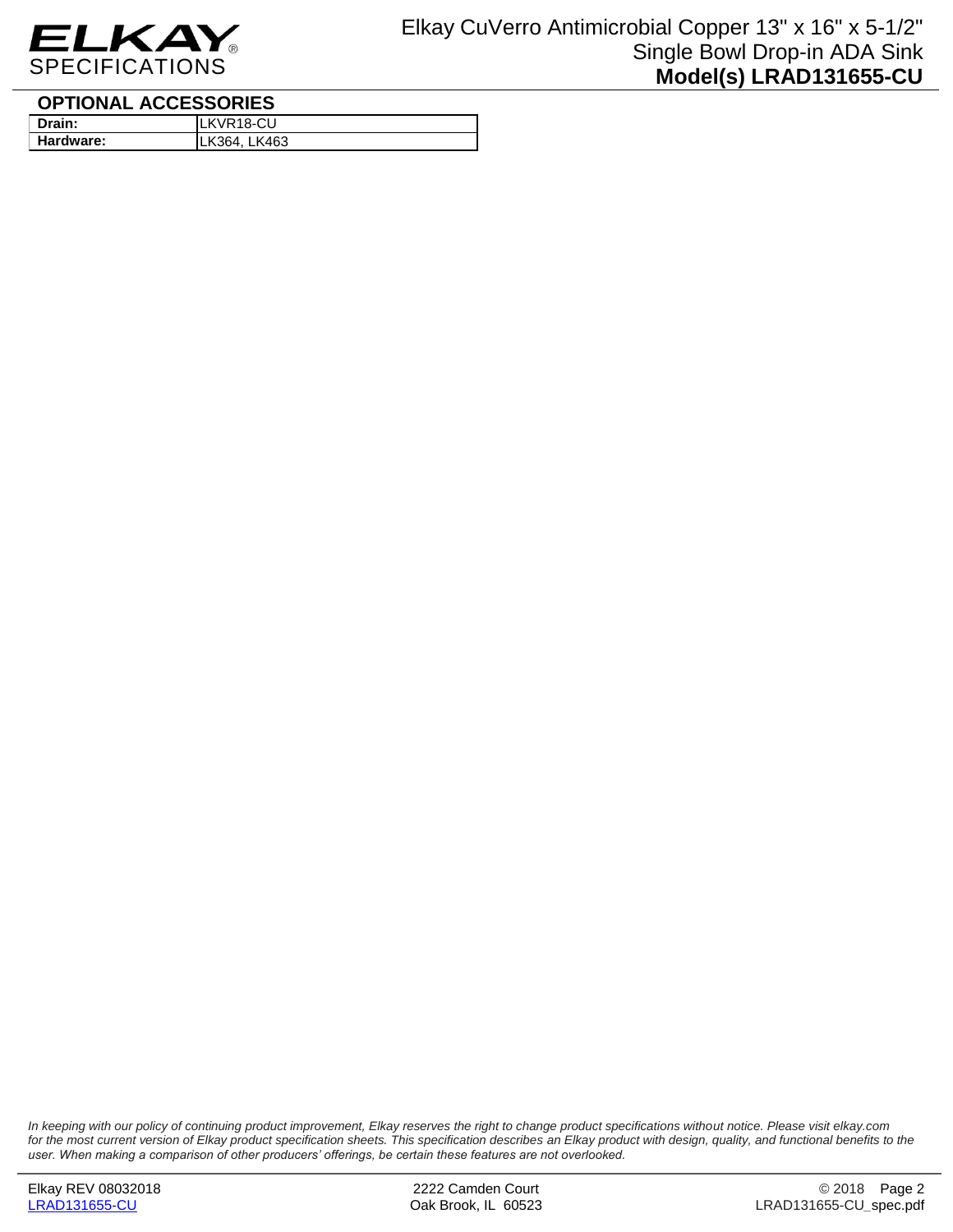## OPTIONAL ACCESSORIES

| | |
|---|---|
| **Drain:** | LKVR18-CU |
| **Hardware:** | LK364, LK463 |

*In keeping with our policy of continuing product improvement, Elkay reserves the right to change product specifications without notice. Please visit elkay.com for the most current version of Elkay product specification sheets. This specification describes an Elkay product with design, quality, and functional benefits to the user. When making a comparison of other producers' offerings, be certain these features are not overlooked.*

Elkay REV 08032018
LRAD131655-CU

2222 Camden Court
Oak Brook, IL 60523

© 2018
LRAD131655-CU_spec.pdf